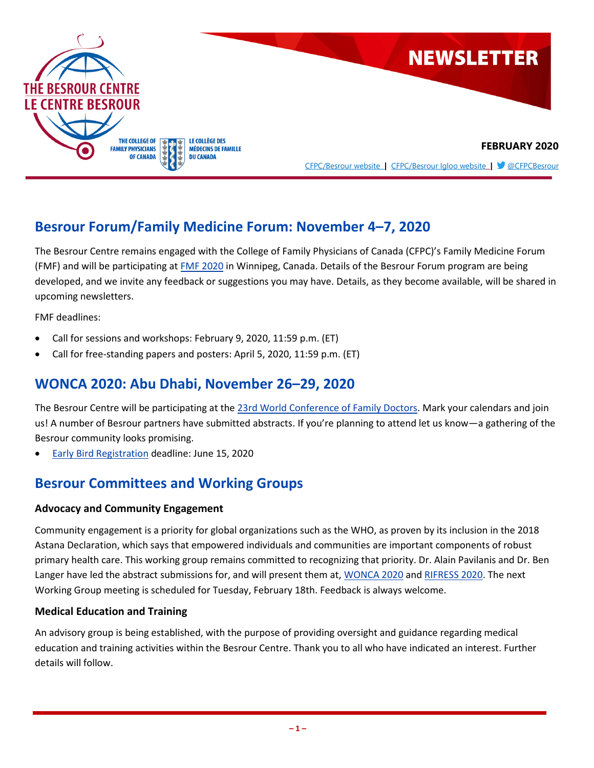# NEWSLETTER

**FEBRUARY 2020**

CFPC/Besrour website | CFPC/Besrour Igloo website | @CFPCBesrour

## Besrour Forum/Family Medicine Forum: November 4–7, 2020

The Besrour Centre remains engaged with the College of Family Physicians of Canada (CFPC)'s Family Medicine Forum (FMF) and will be participating at FMF 2020 in Winnipeg, Canada. Details of the Besrour Forum program are being developed, and we invite any feedback or suggestions you may have. Details, as they become available, will be shared in upcoming newsletters.

FMF deadlines:

- Call for sessions and workshops: February 9, 2020, 11:59 p.m. (ET)
- Call for free-standing papers and posters: April 5, 2020, 11:59 p.m. (ET)

## WONCA 2020: Abu Dhabi, November 26–29, 2020

The Besrour Centre will be participating at the 23rd World Conference of Family Doctors. Mark your calendars and join us! A number of Besrour partners have submitted abstracts. If you're planning to attend let us know—a gathering of the Besrour community looks promising.

- Early Bird Registration deadline: June 15, 2020

## Besrour Committees and Working Groups

### Advocacy and Community Engagement

Community engagement is a priority for global organizations such as the WHO, as proven by its inclusion in the 2018 Astana Declaration, which says that empowered individuals and communities are important components of robust primary health care. This working group remains committed to recognizing that priority. Dr. Alain Pavilanis and Dr. Ben Langer have led the abstract submissions for, and will present them at, WONCA 2020 and RIFRESS 2020. The next Working Group meeting is scheduled for Tuesday, February 18th. Feedback is always welcome.

### Medical Education and Training

An advisory group is being established, with the purpose of providing oversight and guidance regarding medical education and training activities within the Besrour Centre. Thank you to all who have indicated an interest. Further details will follow.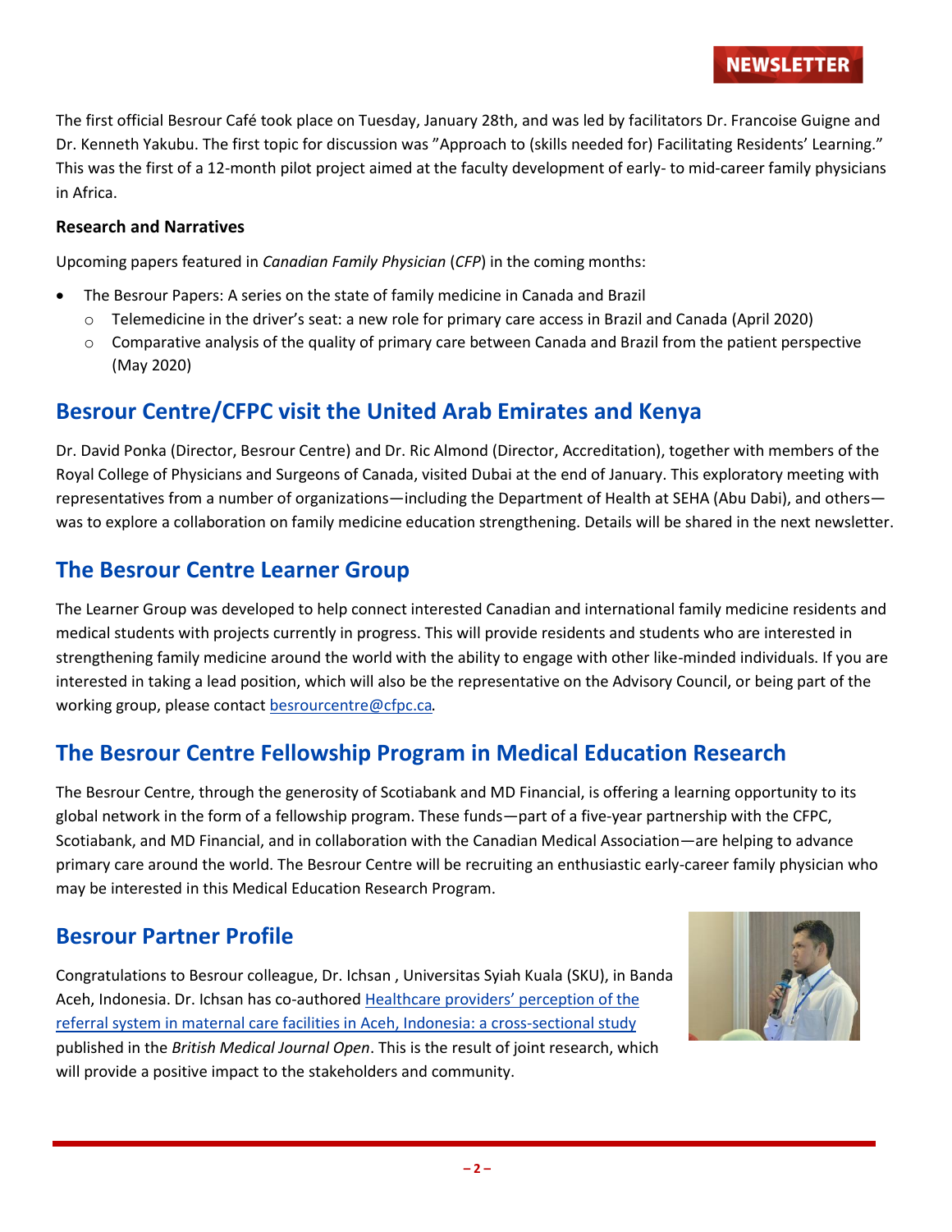The first official Besrour Café took place on Tuesday, January 28th, and was led by facilitators Dr. Francoise Guigne and Dr. Kenneth Yakubu. The first topic for discussion was "Approach to (skills needed for) Facilitating Residents' Learning." This was the first of a 12-month pilot project aimed at the faculty development of early- to mid-career family physicians in Africa.

**Research and Narratives**

Upcoming papers featured in *Canadian Family Physician* (*CFP*) in the coming months:

- The Besrour Papers: A series on the state of family medicine in Canada and Brazil
  - Telemedicine in the driver's seat: a new role for primary care access in Brazil and Canada (April 2020)
  - Comparative analysis of the quality of primary care between Canada and Brazil from the patient perspective (May 2020)

## Besrour Centre/CFPC visit the United Arab Emirates and Kenya

Dr. David Ponka (Director, Besrour Centre) and Dr. Ric Almond (Director, Accreditation), together with members of the Royal College of Physicians and Surgeons of Canada, visited Dubai at the end of January. This exploratory meeting with representatives from a number of organizations—including the Department of Health at SEHA (Abu Dabi), and others—was to explore a collaboration on family medicine education strengthening. Details will be shared in the next newsletter.

## The Besrour Centre Learner Group

The Learner Group was developed to help connect interested Canadian and international family medicine residents and medical students with projects currently in progress. This will provide residents and students who are interested in strengthening family medicine around the world with the ability to engage with other like-minded individuals. If you are interested in taking a lead position, which will also be the representative on the Advisory Council, or being part of the working group, please contact besrourcentre@cfpc.ca.

## The Besrour Centre Fellowship Program in Medical Education Research

The Besrour Centre, through the generosity of Scotiabank and MD Financial, is offering a learning opportunity to its global network in the form of a fellowship program. These funds—part of a five-year partnership with the CFPC, Scotiabank, and MD Financial, and in collaboration with the Canadian Medical Association—are helping to advance primary care around the world. The Besrour Centre will be recruiting an enthusiastic early-career family physician who may be interested in this Medical Education Research Program.

## Besrour Partner Profile

Congratulations to Besrour colleague, Dr. Ichsan , Universitas Syiah Kuala (SKU), in Banda Aceh, Indonesia. Dr. Ichsan has co-authored Healthcare providers' perception of the referral system in maternal care facilities in Aceh, Indonesia: a cross-sectional study published in the *British Medical Journal Open*. This is the result of joint research, which will provide a positive impact to the stakeholders and community.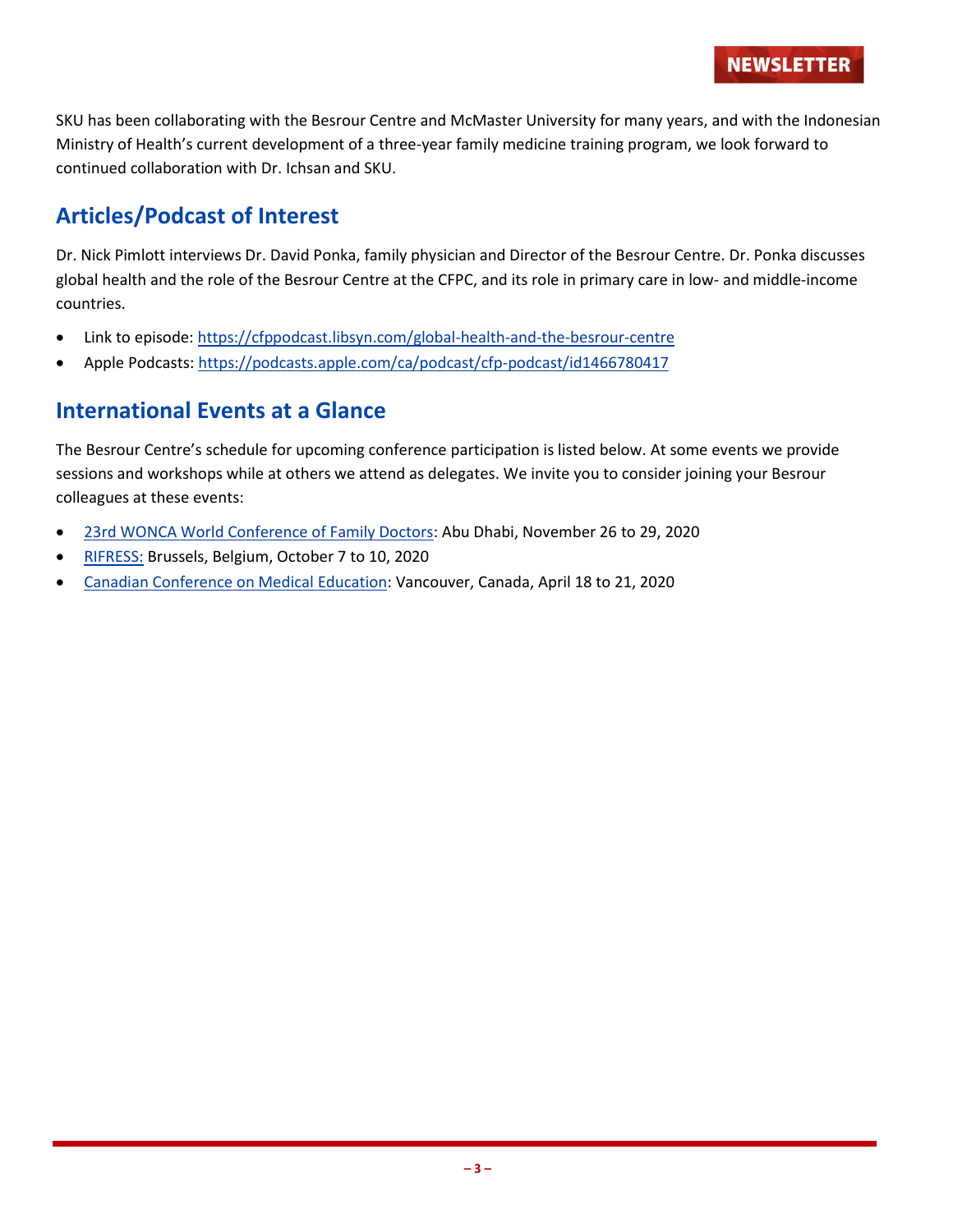SKU has been collaborating with the Besrour Centre and McMaster University for many years, and with the Indonesian Ministry of Health's current development of a three-year family medicine training program, we look forward to continued collaboration with Dr. Ichsan and SKU.

## Articles/Podcast of Interest

Dr. Nick Pimlott interviews Dr. David Ponka, family physician and Director of the Besrour Centre. Dr. Ponka discusses global health and the role of the Besrour Centre at the CFPC, and its role in primary care in low- and middle-income countries.

- Link to episode: https://cfppodcast.libsyn.com/global-health-and-the-besrour-centre
- Apple Podcasts: https://podcasts.apple.com/ca/podcast/cfp-podcast/id1466780417

## International Events at a Glance

The Besrour Centre's schedule for upcoming conference participation is listed below. At some events we provide sessions and workshops while at others we attend as delegates. We invite you to consider joining your Besrour colleagues at these events:

- 23rd WONCA World Conference of Family Doctors: Abu Dhabi, November 26 to 29, 2020
- RIFRESS: Brussels, Belgium, October 7 to 10, 2020
- Canadian Conference on Medical Education: Vancouver, Canada, April 18 to 21, 2020